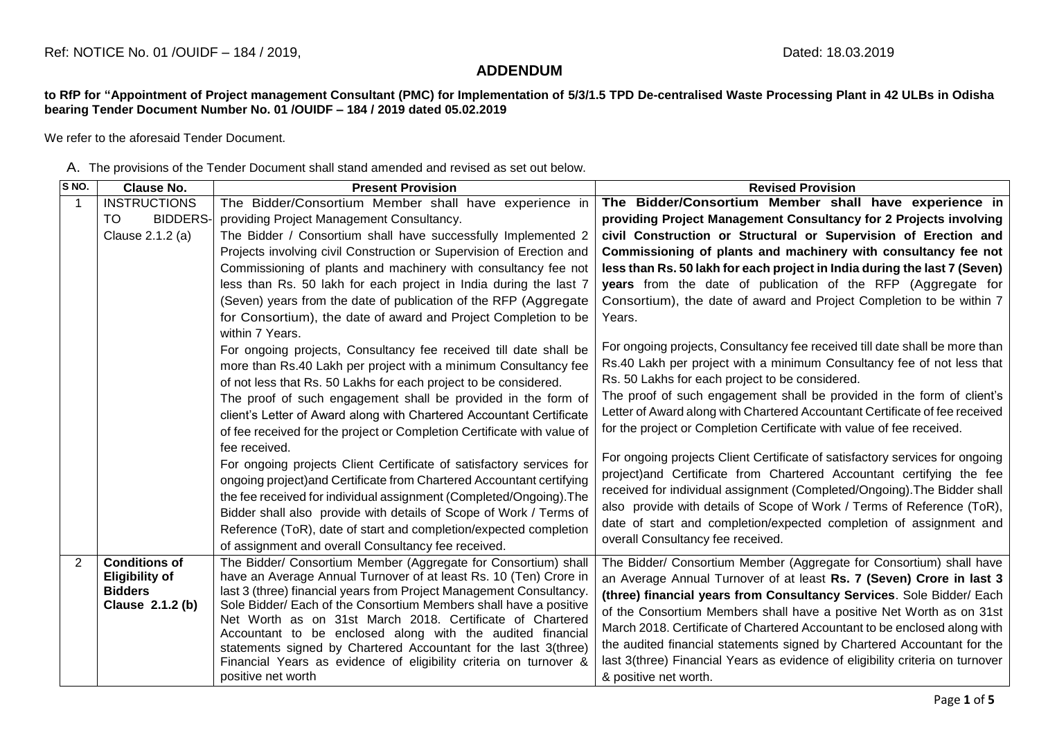Ref: NOTICE No. 01 /OUIDF – 184 / 2019, Dated: 18.03.2019

# ADDENDUM

**to RfP for "Appointment of Project management Consultant (PMC) for Implementation of 5/3/1.5 TPD De-centralised Waste Processing Plant in 42 ULBs in Odisha bearing Tender Document Number No. 01 /OUIDF – 184 / 2019 dated 05.02.2019**

We refer to the aforesaid Tender Document.

A. The provisions of the Tender Document shall stand amended and revised as set out below.

| S NO. | Clause No. | Present Provision | Revised Provision |
|---|---|---|---|
| 1 | INSTRUCTIONS TO BIDDERS- Clause 2.1.2 (a) | The Bidder/Consortium Member shall have experience in providing Project Management Consultancy.<br>The Bidder / Consortium shall have successfully Implemented 2 Projects involving civil Construction or Supervision of Erection and Commissioning of plants and machinery with consultancy fee not less than Rs. 50 lakh for each project in India during the last 7 (Seven) years from the date of publication of the RFP (Aggregate for Consortium), the date of award and Project Completion to be within 7 Years.<br>For ongoing projects, Consultancy fee received till date shall be more than Rs.40 Lakh per project with a minimum Consultancy fee of not less that Rs. 50 Lakhs for each project to be considered.<br>The proof of such engagement shall be provided in the form of client's Letter of Award along with Chartered Accountant Certificate of fee received for the project or Completion Certificate with value of fee received.<br>For ongoing projects Client Certificate of satisfactory services for ongoing project)and Certificate from Chartered Accountant certifying the fee received for individual assignment (Completed/Ongoing).The Bidder shall also provide with details of Scope of Work / Terms of Reference (ToR), date of start and completion/expected completion of assignment and overall Consultancy fee received. | **The Bidder/Consortium Member shall have experience in providing Project Management Consultancy for 2 Projects involving civil Construction or Structural or Supervision of Erection and Commissioning of plants and machinery with consultancy fee not less than Rs. 50 lakh for each project in India during the last 7 (Seven) years** from the date of publication of the RFP (Aggregate for Consortium), the date of award and Project Completion to be within 7 Years.<br>For ongoing projects, Consultancy fee received till date shall be more than Rs.40 Lakh per project with a minimum Consultancy fee of not less that Rs. 50 Lakhs for each project to be considered.<br>The proof of such engagement shall be provided in the form of client's Letter of Award along with Chartered Accountant Certificate of fee received for the project or Completion Certificate with value of fee received.<br>For ongoing projects Client Certificate of satisfactory services for ongoing project)and Certificate from Chartered Accountant certifying the fee received for individual assignment (Completed/Ongoing).The Bidder shall also provide with details of Scope of Work / Terms of Reference (ToR), date of start and completion/expected completion of assignment and overall Consultancy fee received. |
| 2 | **Conditions of Eligibility of Bidders Clause 2.1.2 (b)** | The Bidder/ Consortium Member (Aggregate for Consortium) shall have an Average Annual Turnover of at least Rs. 10 (Ten) Crore in last 3 (three) financial years from Project Management Consultancy. Sole Bidder/ Each of the Consortium Members shall have a positive Net Worth as on 31st March 2018. Certificate of Chartered Accountant to be enclosed along with the audited financial statements signed by Chartered Accountant for the last 3(three) Financial Years as evidence of eligibility criteria on turnover & positive net worth | The Bidder/ Consortium Member (Aggregate for Consortium) shall have an Average Annual Turnover of at least **Rs. 7 (Seven) Crore in last 3 (three) financial years from Consultancy Services**. Sole Bidder/ Each of the Consortium Members shall have a positive Net Worth as on 31st March 2018. Certificate of Chartered Accountant to be enclosed along with the audited financial statements signed by Chartered Accountant for the last 3(three) Financial Years as evidence of eligibility criteria on turnover & positive net worth. |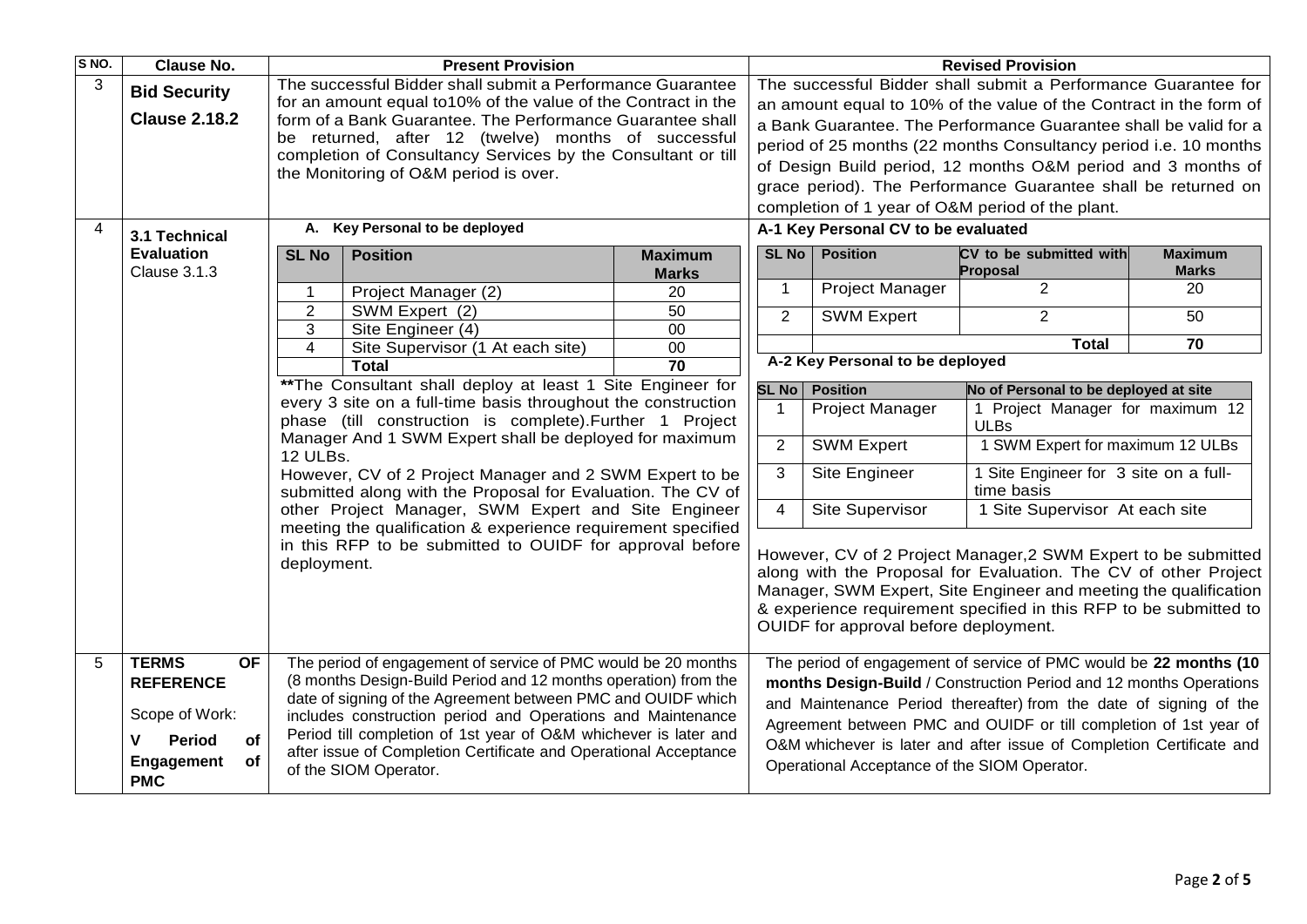| S NO. | Clause No. | Present Provision | Revised Provision |
|---|---|---|---|
| 3 | **Bid Security** **Clause 2.18.2** | The successful Bidder shall submit a Performance Guarantee for an amount equal to10% of the value of the Contract in the form of a Bank Guarantee. The Performance Guarantee shall be returned, after 12 (twelve) months of successful completion of Consultancy Services by the Consultant or till the Monitoring of O&M period is over. | The successful Bidder shall submit a Performance Guarantee for an amount equal to 10% of the value of the Contract in the form of a Bank Guarantee. The Performance Guarantee shall be valid for a period of 25 months (22 months Consultancy period i.e. 10 months of Design Build period, 12 months O&M period and 3 months of grace period). The Performance Guarantee shall be returned on completion of 1 year of O&M period of the plant. |
| 4 | **3.1 Technical Evaluation** Clause 3.1.3 | **A. Key Personal to be deployed**<br><br>SL No \| Position \| Maximum Marks<br>1 \| Project Manager (2) \| 20<br>2 \| SWM Expert (2) \| 50<br>3 \| Site Engineer (4) \| 00<br>4 \| Site Supervisor (1 At each site) \| 00<br>\| **Total** \| **70**<br><br>**The Consultant shall deploy at least 1 Site Engineer for every 3 site on a full-time basis throughout the construction phase (till construction is complete).Further 1 Project Manager And 1 SWM Expert shall be deployed for maximum 12 ULBs.<br>However, CV of 2 Project Manager and 2 SWM Expert to be submitted along with the Proposal for Evaluation. The CV of other Project Manager, SWM Expert and Site Engineer meeting the qualification & experience requirement specified in this RFP to be submitted to OUIDF for approval before deployment. | **A-1 Key Personal CV to be evaluated**<br><br>SL No \| Position \| CV to be submitted with Proposal \| Maximum Marks<br>1 \| Project Manager \| 2 \| 20<br>2 \| SWM Expert \| 2 \| 50<br>\| \| **Total** \| **70**<br><br>**A-2 Key Personal to be deployed**<br><br>SL No \| Position \| No of Personal to be deployed at site<br>1 \| Project Manager \| 1 Project Manager for maximum 12 ULBs<br>2 \| SWM Expert \| 1 SWM Expert for maximum 12 ULBs<br>3 \| Site Engineer \| 1 Site Engineer for 3 site on a full-time basis<br>4 \| Site Supervisor \| 1 Site Supervisor At each site<br><br>However, CV of 2 Project Manager,2 SWM Expert to be submitted along with the Proposal for Evaluation. The CV of other Project Manager, SWM Expert, Site Engineer and meeting the qualification & experience requirement specified in this RFP to be submitted to OUIDF for approval before deployment. |
| 5 | **TERMS OF REFERENCE**<br><br>Scope of Work:<br><br>**V Period of Engagement of PMC** | The period of engagement of service of PMC would be 20 months (8 months Design-Build Period and 12 months operation) from the date of signing of the Agreement between PMC and OUIDF which includes construction period and Operations and Maintenance Period till completion of 1st year of O&M whichever is later and after issue of Completion Certificate and Operational Acceptance of the SIOM Operator. | The period of engagement of service of PMC would be **22 months (10 months Design-Build** / Construction Period and 12 months Operations and Maintenance Period thereafter) from the date of signing of the Agreement between PMC and OUIDF or till completion of 1st year of O&M whichever is later and after issue of Completion Certificate and Operational Acceptance of the SIOM Operator. |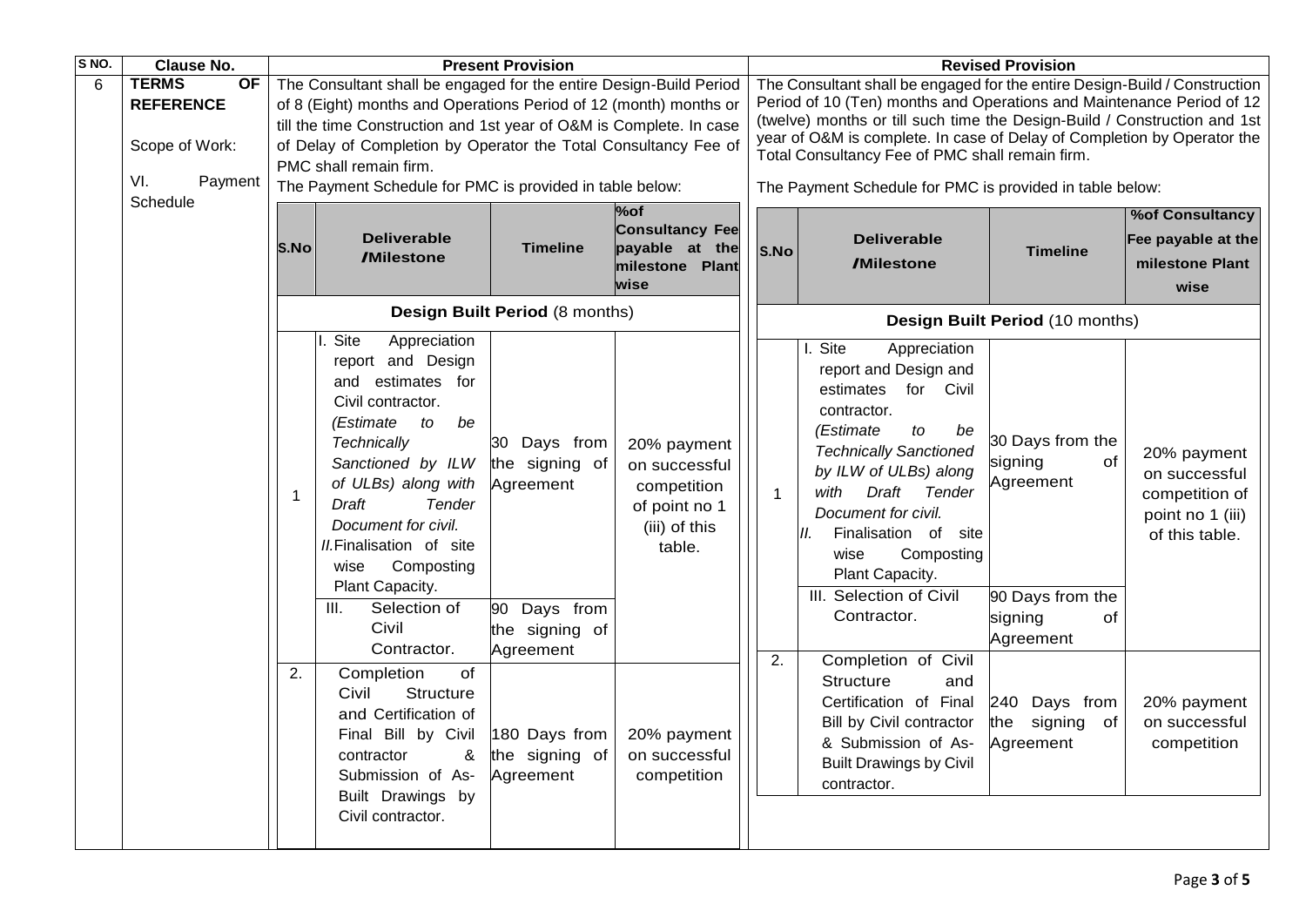| S NO. | Clause No. | Present Provision | Revised Provision |
|---|---|---|---|
| 6 | **TERMS OF REFERENCE**<br><br>Scope of Work:<br><br>VI. Payment Schedule | The Consultant shall be engaged for the entire Design-Build Period of 8 (Eight) months and Operations Period of 12 (month) months or till the time Construction and 1st year of O&M is Complete. In case of Delay of Completion by Operator the Total Consultancy Fee of PMC shall remain firm.<br><br>The Payment Schedule for PMC is provided in table below: | The Consultant shall be engaged for the entire Design-Build / Construction Period of 10 (Ten) months and Operations and Maintenance Period of 12 (twelve) months or till such time the Design-Build / Construction and 1st year of O&M is complete. In case of Delay of Completion by Operator the Total Consultancy Fee of PMC shall remain firm.<br><br>The Payment Schedule for PMC is provided in table below: |

**Present Provision – Payment Schedule:**

| S.No | Deliverable /Milestone | Timeline | %of Consultancy Fee payable at the milestone Plant wise |
|---|---|---|---|
| **Design Built Period** (8 months) | | | |
| 1 | I. Site Appreciation report and Design and estimates for Civil contractor. *(Estimate to be Technically Sanctioned by ILW of ULBs) along with Draft Tender Document for civil.*<br>*II.* Finalisation of site wise Composting Plant Capacity. | 30 Days from the signing of Agreement | 20% payment on successful competition of point no 1 (iii) of this table. |
| | III. Selection of Civil Contractor. | 90 Days from the signing of Agreement | |
| 2. | Completion of Civil Structure and Certification of Final Bill by Civil contractor & Submission of As-Built Drawings by Civil contractor. | 180 Days from the signing of Agreement | 20% payment on successful competition |

**Revised Provision – Payment Schedule:**

| S.No | Deliverable /Milestone | Timeline | %of Consultancy Fee payable at the milestone Plant wise |
|---|---|---|---|
| **Design Built Period** (10 months) | | | |
| 1 | I. Site Appreciation report and Design and estimates for Civil contractor. *(Estimate to be Technically Sanctioned by ILW of ULBs) along with Draft Tender Document for civil.*<br>*II.* Finalisation of site wise Composting Plant Capacity. | 30 Days from the signing of Agreement | 20% payment on successful competition of point no 1 (iii) of this table. |
| | III. Selection of Civil Contractor. | 90 Days from the signing of Agreement | |
| 2. | Completion of Civil Structure and Certification of Final Bill by Civil contractor & Submission of As-Built Drawings by Civil contractor. | 240 Days from the signing of Agreement | 20% payment on successful competition |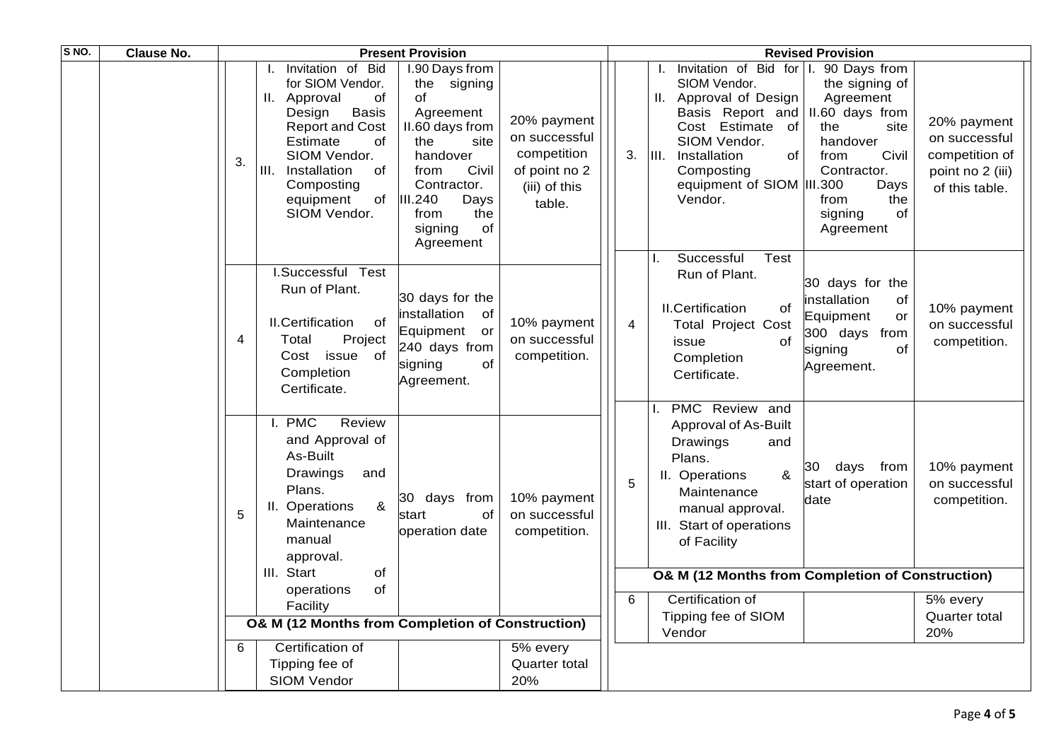| S NO. | Clause No. | Present Provision | | | | Revised Provision | | | |
|---|---|---|---|---|---|---|---|---|---|
| | | 3. | I. Invitation of Bid for SIOM Vendor.<br>II. Approval of Design Basis Report and Cost Estimate of SIOM Vendor.<br>III. Installation of Composting equipment of SIOM Vendor. | I.90 Days from the signing of Agreement<br>II.60 days from the site handover from Civil Contractor.<br>III.240 Days from the signing of Agreement | 20% payment on successful competition of point no 2 (iii) of this table. | 3. | I. Invitation of Bid for SIOM Vendor.<br>II. Approval of Design Basis Report and Cost Estimate of SIOM Vendor.<br>III. Installation of Composting equipment of SIOM Vendor. | I. 90 Days from the signing of Agreement<br>II.60 days from the site handover from Civil Contractor.<br>III.300 Days from the signing of Agreement | 20% payment on successful competition of point no 2 (iii) of this table. |
| | | 4 | I.Successful Test Run of Plant.<br>II.Certification of Total Project Cost issue of Completion Certificate. | 30 days for the installation of Equipment or 240 days from signing of Agreement. | 10% payment on successful competition. | 4 | I. Successful Test Run of Plant.<br>II.Certification of Total Project Cost issue of Completion Certificate. | 30 days for the installation of Equipment or 300 days from signing of Agreement. | 10% payment on successful competition. |
| | | 5 | I. PMC Review and Approval of As-Built Drawings and Plans.<br>II. Operations & Maintenance manual approval.<br>III. Start of operations of Facility | 30 days from start of operation date | 10% payment on successful competition. | 5 | I. PMC Review and Approval of As-Built Drawings and Plans.<br>II. Operations & Maintenance manual approval.<br>III. Start of operations of Facility | 30 days from start of operation date | 10% payment on successful competition. |
| | | **O& M (12 Months from Completion of Construction)** | | | | **O& M (12 Months from Completion of Construction)** | | | |
| | | 6 | Certification of Tipping fee of SIOM Vendor | | 5% every Quarter total 20% | 6 | Certification of Tipping fee of SIOM Vendor | | 5% every Quarter total 20% |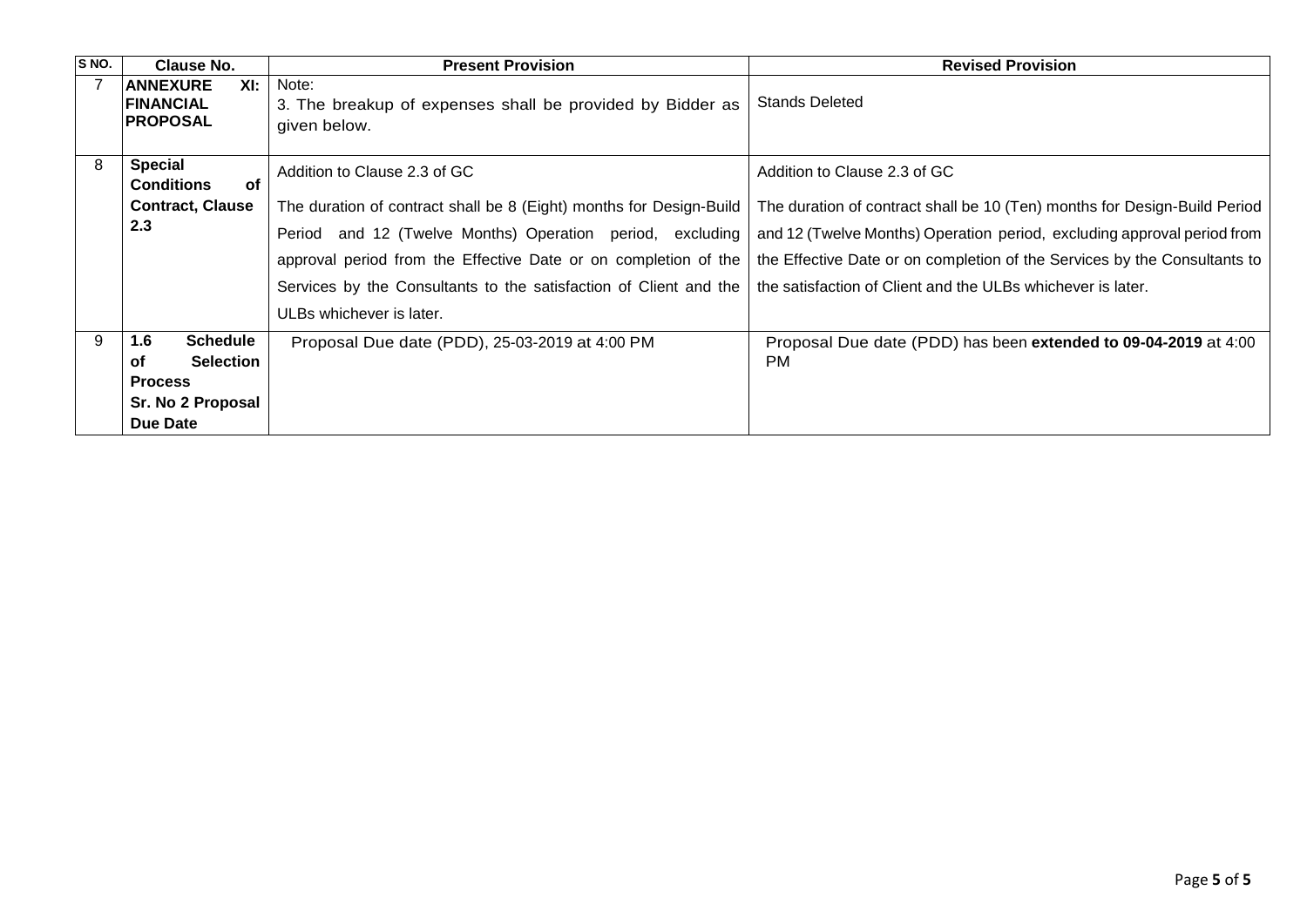| S NO. | Clause No. | Present Provision | Revised Provision |
|---|---|---|---|
| 7 | **ANNEXURE XI: FINANCIAL PROPOSAL** | Note:<br>3. The breakup of expenses shall be provided by Bidder as given below. | Stands Deleted |
| 8 | **Special Conditions of Contract, Clause 2.3** | Addition to Clause 2.3 of GC<br>The duration of contract shall be 8 (Eight) months for Design-Build Period and 12 (Twelve Months) Operation period, excluding approval period from the Effective Date or on completion of the Services by the Consultants to the satisfaction of Client and the ULBs whichever is later. | Addition to Clause 2.3 of GC<br>The duration of contract shall be 10 (Ten) months for Design-Build Period and 12 (Twelve Months) Operation period, excluding approval period from the Effective Date or on completion of the Services by the Consultants to the satisfaction of Client and the ULBs whichever is later. |
| 9 | **1.6 Schedule of Selection Process Sr. No 2 Proposal Due Date** | Proposal Due date (PDD), 25-03-2019 at 4:00 PM | Proposal Due date (PDD) has been **extended to 09-04-2019** at 4:00 PM |